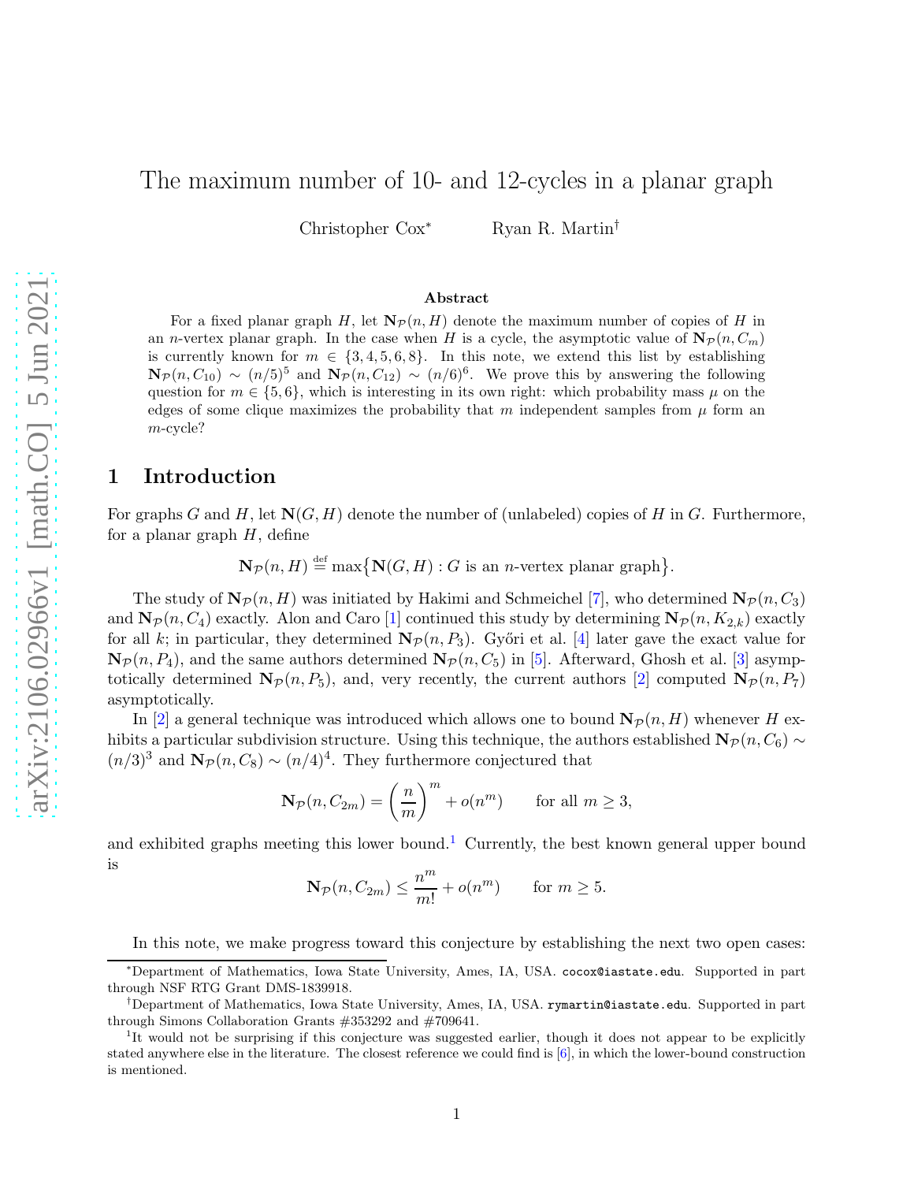# The maximum number of 10- and 12-cycles in a planar graph

Christopher Cox[*] Ryan R. Martin[†]

### Abstract

For a fixed planar graph $H$, let $\mathbf{N}_{\mathcal{P}}(n, H)$ denote the maximum number of copies of $H$ in an $n$-vertex planar graph. In the case when $H$ is a cycle, the asymptotic value of $\mathbf{N}_{\mathcal{P}}(n, C_m)$ is currently known for $m \in \{3, 4, 5, 6, 8\}$. In this note, we extend this list by establishing $\mathbf{N}_{\mathcal{P}}(n, C_{10}) \sim (n/5)^5$ and $\mathbf{N}_{\mathcal{P}}(n, C_{12}) \sim (n/6)^6$. We prove this by answering the following question for $m \in \{5, 6\}$, which is interesting in its own right: which probability mass $\mu$ on the edges of some clique maximizes the probability that $m$ independent samples from $\mu$ form an $m$-cycle?

## 1 Introduction

For graphs $G$ and $H$, let $\mathbf{N}(G, H)$ denote the number of (unlabeled) copies of $H$ in $G$. Furthermore, for a planar graph $H$, define

$$\mathbf{N}_{\mathcal{P}}(n, H) \stackrel{\text{def}}{=} \max\{\mathbf{N}(G, H) : G \text{ is an } n\text{-vertex planar graph}\}.$$

The study of $\mathbf{N}_{\mathcal{P}}(n, H)$ was initiated by Hakimi and Schmeichel [7], who determined $\mathbf{N}_{\mathcal{P}}(n, C_3)$ and $\mathbf{N}_{\mathcal{P}}(n, C_4)$ exactly. Alon and Caro [1] continued this study by determining $\mathbf{N}_{\mathcal{P}}(n, K_{2,k})$ exactly for all $k$; in particular, they determined $\mathbf{N}_{\mathcal{P}}(n, P_3)$. Győri et al. [4] later gave the exact value for $\mathbf{N}_{\mathcal{P}}(n, P_4)$, and the same authors determined $\mathbf{N}_{\mathcal{P}}(n, C_5)$ in [5]. Afterward, Ghosh et al. [3] asymptotically determined $\mathbf{N}_{\mathcal{P}}(n, P_5)$, and, very recently, the current authors [2] computed $\mathbf{N}_{\mathcal{P}}(n, P_7)$ asymptotically.

In [2] a general technique was introduced which allows one to bound $\mathbf{N}_{\mathcal{P}}(n, H)$ whenever $H$ exhibits a particular subdivision structure. Using this technique, the authors established $\mathbf{N}_{\mathcal{P}}(n, C_6) \sim (n/3)^3$ and $\mathbf{N}_{\mathcal{P}}(n, C_8) \sim (n/4)^4$. They furthermore conjectured that

$$\mathbf{N}_{\mathcal{P}}(n, C_{2m}) = \left(\frac{n}{m}\right)^m + o(n^m) \qquad \text{for all } m \geq 3,$$

and exhibited graphs meeting this lower bound.[1] Currently, the best known general upper bound is

$$\mathbf{N}_{\mathcal{P}}(n, C_{2m}) \leq \frac{n^m}{m!} + o(n^m) \qquad \text{for } m \geq 5.$$

In this note, we make progress toward this conjecture by establishing the next two open cases:

---

[*] Department of Mathematics, Iowa State University, Ames, IA, USA. cocox@iastate.edu. Supported in part through NSF RTG Grant DMS-1839918.

[†] Department of Mathematics, Iowa State University, Ames, IA, USA. rymartin@iastate.edu. Supported in part through Simons Collaboration Grants #353292 and #709641.

[1] It would not be surprising if this conjecture was suggested earlier, though it does not appear to be explicitly stated anywhere else in the literature. The closest reference we could find is [6], in which the lower-bound construction is mentioned.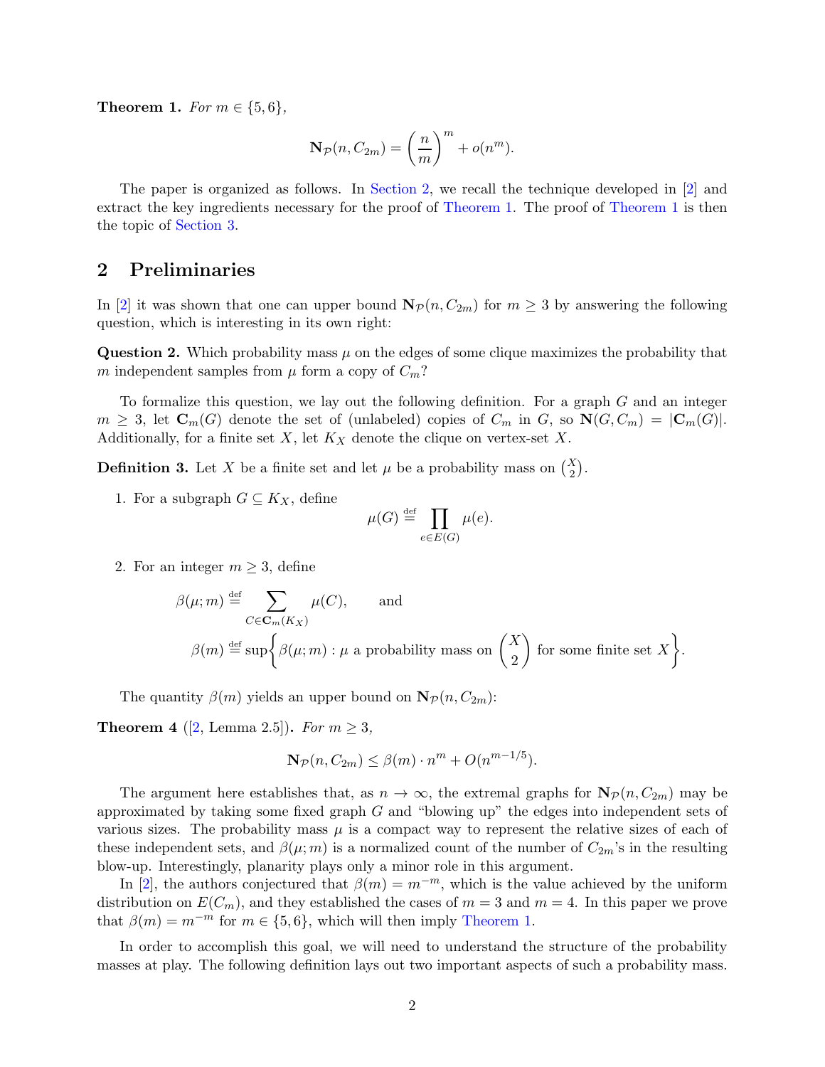**Theorem 1.** *For $m \in \{5, 6\}$,*

$$\mathbf{N}_{\mathcal{P}}(n, C_{2m}) = \left(\frac{n}{m}\right)^m + o(n^m).$$

The paper is organized as follows. In Section 2, we recall the technique developed in [2] and extract the key ingredients necessary for the proof of Theorem 1. The proof of Theorem 1 is then the topic of Section 3.

## 2 Preliminaries

In [2] it was shown that one can upper bound $\mathbf{N}_{\mathcal{P}}(n, C_{2m})$ for $m \geq 3$ by answering the following question, which is interesting in its own right:

**Question 2.** Which probability mass $\mu$ on the edges of some clique maximizes the probability that $m$ independent samples from $\mu$ form a copy of $C_m$?

To formalize this question, we lay out the following definition. For a graph $G$ and an integer $m \geq 3$, let $\mathbf{C}_m(G)$ denote the set of (unlabeled) copies of $C_m$ in $G$, so $\mathbf{N}(G, C_m) = |\mathbf{C}_m(G)|$. Additionally, for a finite set $X$, let $K_X$ denote the clique on vertex-set $X$.

**Definition 3.** Let $X$ be a finite set and let $\mu$ be a probability mass on $\binom{X}{2}$.

1. For a subgraph $G \subseteq K_X$, define
$$\mu(G) \stackrel{\text{def}}{=} \prod_{e \in E(G)} \mu(e).$$

2. For an integer $m \geq 3$, define
$$\beta(\mu; m) \stackrel{\text{def}}{=} \sum_{C \in \mathbf{C}_m(K_X)} \mu(C), \qquad \text{and}$$
$$\beta(m) \stackrel{\text{def}}{=} \sup\left\{\beta(\mu; m) : \mu \text{ a probability mass on } \binom{X}{2} \text{ for some finite set } X\right\}.$$

The quantity $\beta(m)$ yields an upper bound on $\mathbf{N}_{\mathcal{P}}(n, C_{2m})$:

**Theorem 4** ([2, Lemma 2.5])**.** *For $m \geq 3$,*

$$\mathbf{N}_{\mathcal{P}}(n, C_{2m}) \leq \beta(m) \cdot n^m + O(n^{m-1/5}).$$

The argument here establishes that, as $n \to \infty$, the extremal graphs for $\mathbf{N}_{\mathcal{P}}(n, C_{2m})$ may be approximated by taking some fixed graph $G$ and "blowing up" the edges into independent sets of various sizes. The probability mass $\mu$ is a compact way to represent the relative sizes of each of these independent sets, and $\beta(\mu; m)$ is a normalized count of the number of $C_{2m}$'s in the resulting blow-up. Interestingly, planarity plays only a minor role in this argument.

In [2], the authors conjectured that $\beta(m) = m^{-m}$, which is the value achieved by the uniform distribution on $E(C_m)$, and they established the cases of $m = 3$ and $m = 4$. In this paper we prove that $\beta(m) = m^{-m}$ for $m \in \{5, 6\}$, which will then imply Theorem 1.

In order to accomplish this goal, we will need to understand the structure of the probability masses at play. The following definition lays out two important aspects of such a probability mass.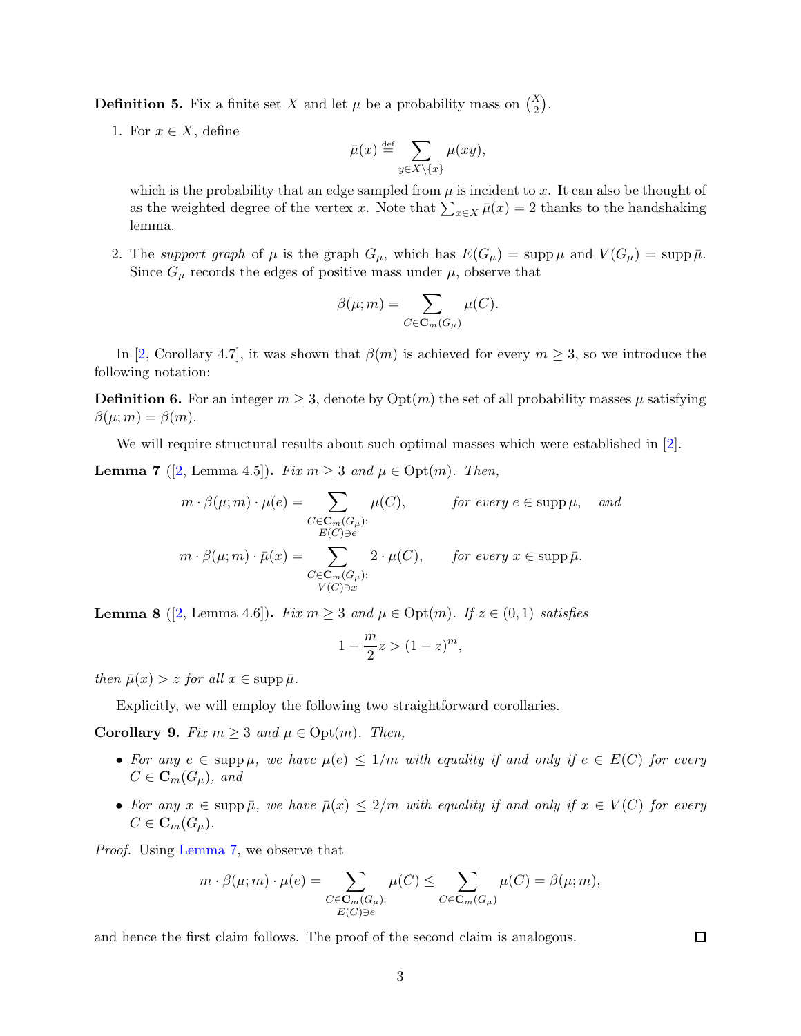**Definition 5.** Fix a finite set $X$ and let $\mu$ be a probability mass on $\binom{X}{2}$.

1. For $x \in X$, define
$$\bar{\mu}(x) \stackrel{\text{def}}{=} \sum_{y \in X \setminus \{x\}} \mu(xy),$$
which is the probability that an edge sampled from $\mu$ is incident to $x$. It can also be thought of as the weighted degree of the vertex $x$. Note that $\sum_{x \in X} \bar{\mu}(x) = 2$ thanks to the handshaking lemma.

2. The *support graph* of $\mu$ is the graph $G_\mu$, which has $E(G_\mu) = \operatorname{supp} \mu$ and $V(G_\mu) = \operatorname{supp} \bar{\mu}$. Since $G_\mu$ records the edges of positive mass under $\mu$, observe that
$$\beta(\mu; m) = \sum_{C \in \mathbf{C}_m(G_\mu)} \mu(C).$$

In [2, Corollary 4.7], it was shown that $\beta(m)$ is achieved for every $m \geq 3$, so we introduce the following notation:

**Definition 6.** For an integer $m \geq 3$, denote by $\operatorname{Opt}(m)$ the set of all probability masses $\mu$ satisfying $\beta(\mu; m) = \beta(m)$.

We will require structural results about such optimal masses which were established in [2].

**Lemma 7** ([2, Lemma 4.5])**.** *Fix $m \geq 3$ and $\mu \in \operatorname{Opt}(m)$. Then,*
$$m \cdot \beta(\mu; m) \cdot \mu(e) = \sum_{\substack{C \in \mathbf{C}_m(G_\mu): \\ E(C) \ni e}} \mu(C), \qquad \text{for every } e \in \operatorname{supp} \mu, \quad \text{and}$$
$$m \cdot \beta(\mu; m) \cdot \bar{\mu}(x) = \sum_{\substack{C \in \mathbf{C}_m(G_\mu): \\ V(C) \ni x}} 2 \cdot \mu(C), \qquad \text{for every } x \in \operatorname{supp} \bar{\mu}.$$

**Lemma 8** ([2, Lemma 4.6])**.** *Fix $m \geq 3$ and $\mu \in \operatorname{Opt}(m)$. If $z \in (0, 1)$ satisfies*
$$1 - \frac{m}{2} z > (1 - z)^m,$$
*then $\bar{\mu}(x) > z$ for all $x \in \operatorname{supp} \bar{\mu}$.*

Explicitly, we will employ the following two straightforward corollaries.

**Corollary 9.** *Fix $m \geq 3$ and $\mu \in \operatorname{Opt}(m)$. Then,*

- *For any $e \in \operatorname{supp} \mu$, we have $\mu(e) \leq 1/m$ with equality if and only if $e \in E(C)$ for every $C \in \mathbf{C}_m(G_\mu)$, and*
- *For any $x \in \operatorname{supp} \bar{\mu}$, we have $\bar{\mu}(x) \leq 2/m$ with equality if and only if $x \in V(C)$ for every $C \in \mathbf{C}_m(G_\mu)$.*

*Proof.* Using Lemma 7, we observe that
$$m \cdot \beta(\mu; m) \cdot \mu(e) = \sum_{\substack{C \in \mathbf{C}_m(G_\mu): \\ E(C) \ni e}} \mu(C) \leq \sum_{C \in \mathbf{C}_m(G_\mu)} \mu(C) = \beta(\mu; m),$$
and hence the first claim follows. The proof of the second claim is analogous. $\square$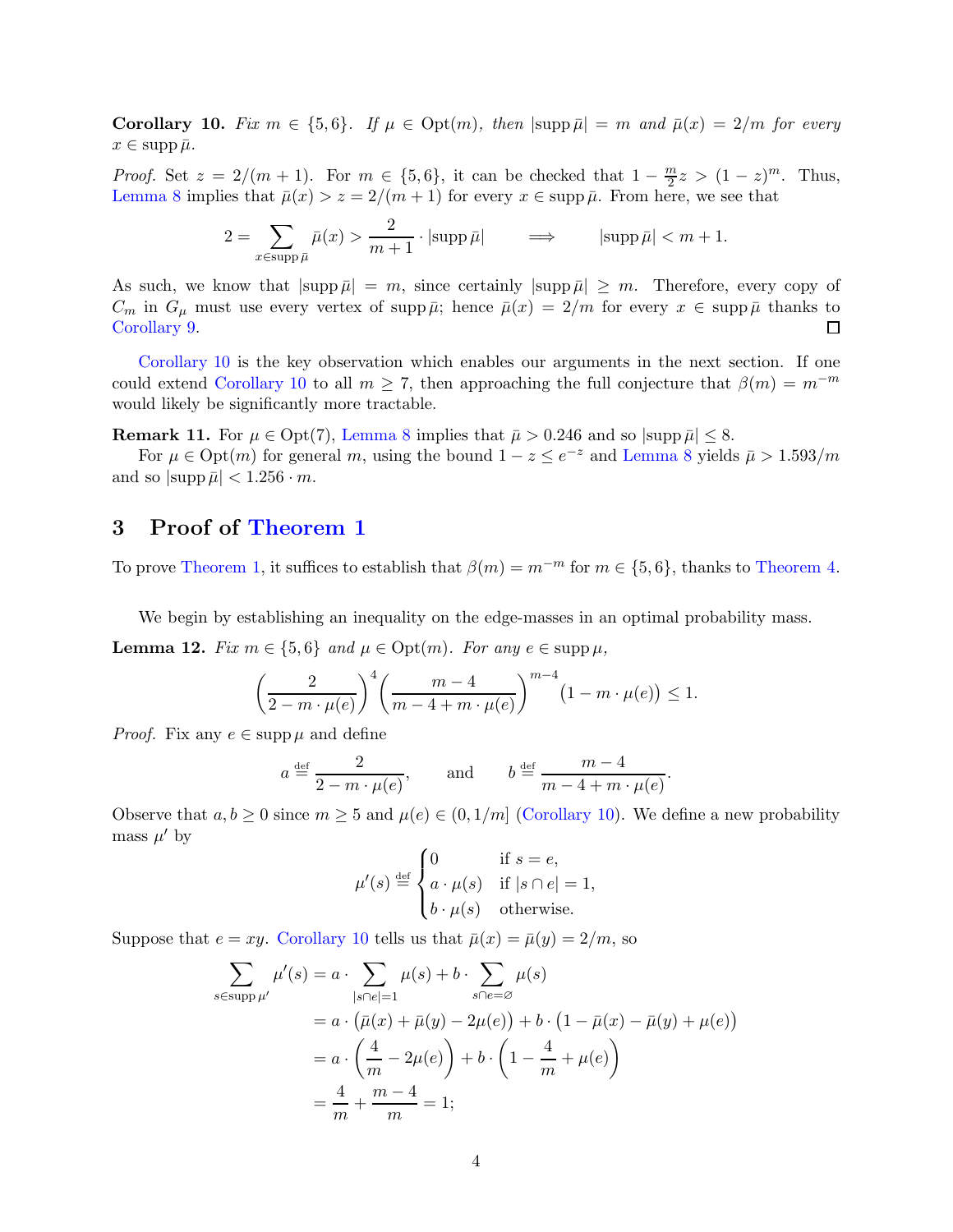**Corollary 10.** *Fix $m \in \{5,6\}$. If $\mu \in \mathrm{Opt}(m)$, then $|\operatorname{supp}\bar{\mu}| = m$ and $\bar{\mu}(x) = 2/m$ for every $x \in \operatorname{supp}\bar{\mu}$.*

*Proof.* Set $z = 2/(m+1)$. For $m \in \{5,6\}$, it can be checked that $1 - \frac{m}{2}z > (1-z)^m$. Thus, Lemma 8 implies that $\bar{\mu}(x) > z = 2/(m+1)$ for every $x \in \operatorname{supp}\bar{\mu}$. From here, we see that

$$2 = \sum_{x \in \operatorname{supp}\bar{\mu}} \bar{\mu}(x) > \frac{2}{m+1} \cdot |\operatorname{supp}\bar{\mu}| \qquad \Longrightarrow \qquad |\operatorname{supp}\bar{\mu}| < m+1.$$

As such, we know that $|\operatorname{supp}\bar{\mu}| = m$, since certainly $|\operatorname{supp}\bar{\mu}| \geq m$. Therefore, every copy of $C_m$ in $G_\mu$ must use every vertex of $\operatorname{supp}\bar{\mu}$; hence $\bar{\mu}(x) = 2/m$ for every $x \in \operatorname{supp}\bar{\mu}$ thanks to Corollary 9. ◻

Corollary 10 is the key observation which enables our arguments in the next section. If one could extend Corollary 10 to all $m \geq 7$, then approaching the full conjecture that $\beta(m) = m^{-m}$ would likely be significantly more tractable.

**Remark 11.** For $\mu \in \mathrm{Opt}(7)$, Lemma 8 implies that $\bar{\mu} > 0.246$ and so $|\operatorname{supp}\bar{\mu}| \leq 8$.

For $\mu \in \mathrm{Opt}(m)$ for general $m$, using the bound $1 - z \leq e^{-z}$ and Lemma 8 yields $\bar{\mu} > 1.593/m$ and so $|\operatorname{supp}\bar{\mu}| < 1.256 \cdot m$.

## 3 Proof of Theorem 1

To prove Theorem 1, it suffices to establish that $\beta(m) = m^{-m}$ for $m \in \{5,6\}$, thanks to Theorem 4.

We begin by establishing an inequality on the edge-masses in an optimal probability mass.

**Lemma 12.** *Fix $m \in \{5,6\}$ and $\mu \in \mathrm{Opt}(m)$. For any $e \in \operatorname{supp}\mu$,*

$$\left(\frac{2}{2 - m \cdot \mu(e)}\right)^4 \left(\frac{m-4}{m-4+m\cdot\mu(e)}\right)^{m-4} \big(1 - m\cdot\mu(e)\big) \leq 1.$$

*Proof.* Fix any $e \in \operatorname{supp}\mu$ and define

$$a \overset{\text{def}}{=} \frac{2}{2 - m\cdot\mu(e)}, \qquad \text{and} \qquad b \overset{\text{def}}{=} \frac{m-4}{m-4+m\cdot\mu(e)}.$$

Observe that $a, b \geq 0$ since $m \geq 5$ and $\mu(e) \in (0, 1/m]$ (Corollary 10). We define a new probability mass $\mu'$ by

$$\mu'(s) \overset{\text{def}}{=} \begin{cases} 0 & \text{if } s = e, \\ a \cdot \mu(s) & \text{if } |s \cap e| = 1, \\ b \cdot \mu(s) & \text{otherwise.} \end{cases}$$

Suppose that $e = xy$. Corollary 10 tells us that $\bar{\mu}(x) = \bar{\mu}(y) = 2/m$, so

$$\begin{aligned}
\sum_{s \in \operatorname{supp}\mu'} \mu'(s) &= a \cdot \sum_{|s \cap e| = 1} \mu(s) + b \cdot \sum_{s \cap e = \varnothing} \mu(s) \\
&= a \cdot \big(\bar{\mu}(x) + \bar{\mu}(y) - 2\mu(e)\big) + b \cdot \big(1 - \bar{\mu}(x) - \bar{\mu}(y) + \mu(e)\big) \\
&= a \cdot \left(\frac{4}{m} - 2\mu(e)\right) + b \cdot \left(1 - \frac{4}{m} + \mu(e)\right) \\
&= \frac{4}{m} + \frac{m-4}{m} = 1;
\end{aligned}$$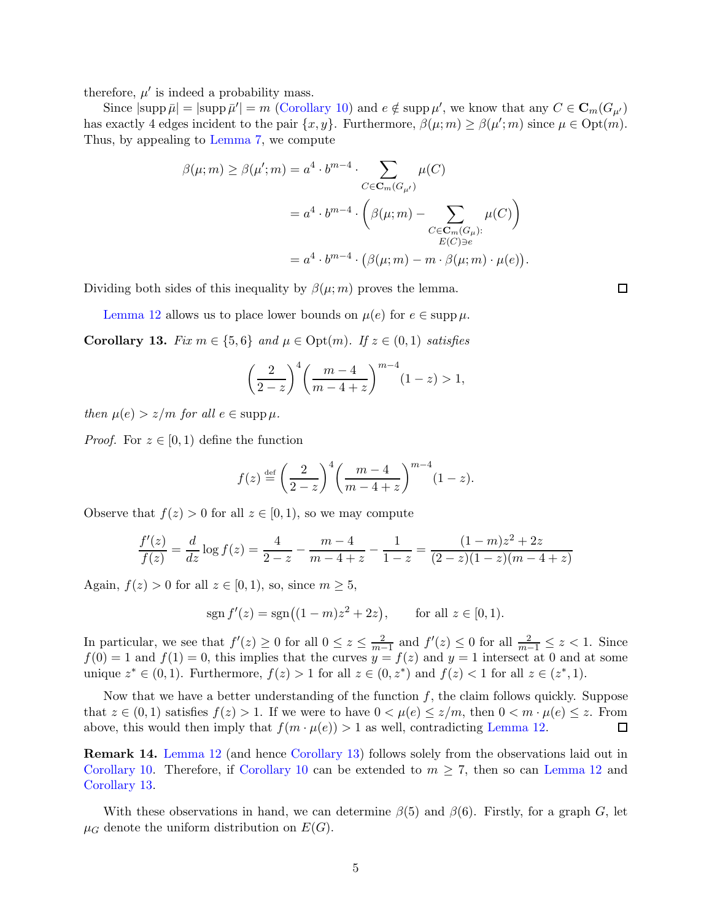therefore, $\mu'$ is indeed a probability mass.

Since $|\operatorname{supp} \bar{\mu}| = |\operatorname{supp} \bar{\mu}'| = m$ (Corollary 10) and $e \notin \operatorname{supp} \mu'$, we know that any $C \in \mathbf{C}_m(G_{\mu'})$ has exactly 4 edges incident to the pair $\{x, y\}$. Furthermore, $\beta(\mu; m) \geq \beta(\mu'; m)$ since $\mu \in \operatorname{Opt}(m)$. Thus, by appealing to Lemma 7, we compute

$$\begin{aligned}
\beta(\mu; m) \geq \beta(\mu'; m) &= a^4 \cdot b^{m-4} \cdot \sum_{C \in \mathbf{C}_m(G_{\mu'})} \mu(C) \\
&= a^4 \cdot b^{m-4} \cdot \left( \beta(\mu; m) - \sum_{\substack{C \in \mathbf{C}_m(G_\mu): \\ E(C) \ni e}} \mu(C) \right) \\
&= a^4 \cdot b^{m-4} \cdot \big( \beta(\mu; m) - m \cdot \beta(\mu; m) \cdot \mu(e) \big).
\end{aligned}$$

Dividing both sides of this inequality by $\beta(\mu; m)$ proves the lemma. □

Lemma 12 allows us to place lower bounds on $\mu(e)$ for $e \in \operatorname{supp} \mu$.

**Corollary 13.** *Fix $m \in \{5, 6\}$ and $\mu \in \operatorname{Opt}(m)$. If $z \in (0, 1)$ satisfies*

$$\left( \frac{2}{2 - z} \right)^4 \left( \frac{m - 4}{m - 4 + z} \right)^{m-4} (1 - z) > 1,$$

*then $\mu(e) > z/m$ for all $e \in \operatorname{supp} \mu$.*

*Proof.* For $z \in [0, 1)$ define the function

$$f(z) \stackrel{\text{def}}{=} \left( \frac{2}{2 - z} \right)^4 \left( \frac{m - 4}{m - 4 + z} \right)^{m-4} (1 - z).$$

Observe that $f(z) > 0$ for all $z \in [0, 1)$, so we may compute

$$\frac{f'(z)}{f(z)} = \frac{d}{dz} \log f(z) = \frac{4}{2 - z} - \frac{m - 4}{m - 4 + z} - \frac{1}{1 - z} = \frac{(1 - m)z^2 + 2z}{(2 - z)(1 - z)(m - 4 + z)}$$

Again, $f(z) > 0$ for all $z \in [0, 1)$, so, since $m \geq 5$,

$$\operatorname{sgn} f'(z) = \operatorname{sgn}\big( (1 - m)z^2 + 2z \big), \qquad \text{for all } z \in [0, 1).$$

In particular, we see that $f'(z) \geq 0$ for all $0 \leq z \leq \frac{2}{m-1}$ and $f'(z) \leq 0$ for all $\frac{2}{m-1} \leq z < 1$. Since $f(0) = 1$ and $f(1) = 0$, this implies that the curves $y = f(z)$ and $y = 1$ intersect at 0 and at some unique $z^* \in (0, 1)$. Furthermore, $f(z) > 1$ for all $z \in (0, z^*)$ and $f(z) < 1$ for all $z \in (z^*, 1)$.

Now that we have a better understanding of the function $f$, the claim follows quickly. Suppose that $z \in (0, 1)$ satisfies $f(z) > 1$. If we were to have $0 < \mu(e) \leq z/m$, then $0 < m \cdot \mu(e) \leq z$. From above, this would then imply that $f(m \cdot \mu(e)) > 1$ as well, contradicting Lemma 12. □

**Remark 14.** Lemma 12 (and hence Corollary 13) follows solely from the observations laid out in Corollary 10. Therefore, if Corollary 10 can be extended to $m \geq 7$, then so can Lemma 12 and Corollary 13.

With these observations in hand, we can determine $\beta(5)$ and $\beta(6)$. Firstly, for a graph $G$, let $\mu_G$ denote the uniform distribution on $E(G)$.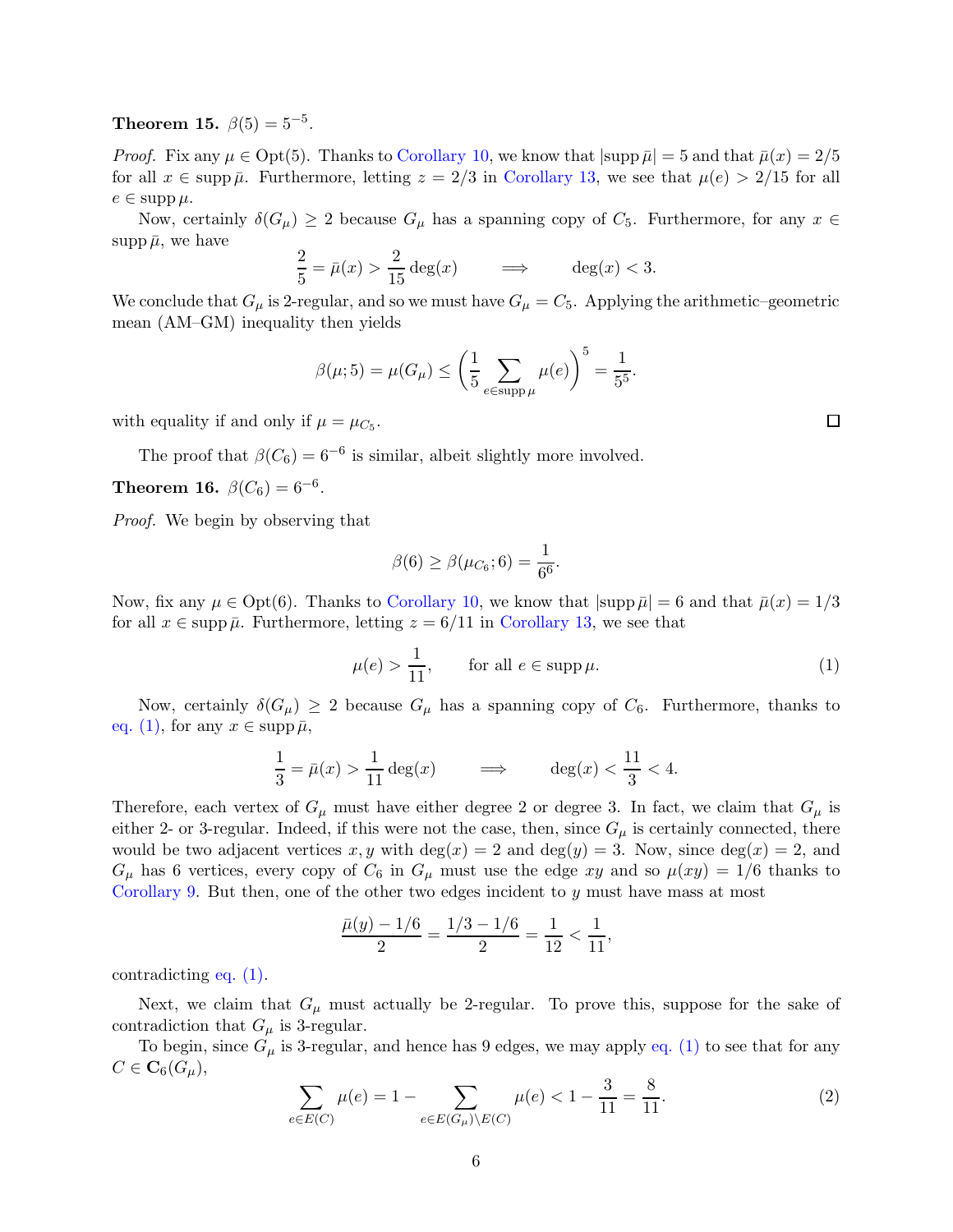**Theorem 15.** $\beta(5) = 5^{-5}$.

*Proof.* Fix any $\mu \in \mathrm{Opt}(5)$. Thanks to Corollary 10, we know that $|\mathrm{supp}\, \bar{\mu}| = 5$ and that $\bar{\mu}(x) = 2/5$ for all $x \in \mathrm{supp}\, \bar{\mu}$. Furthermore, letting $z = 2/3$ in Corollary 13, we see that $\mu(e) > 2/15$ for all $e \in \mathrm{supp}\, \mu$.

Now, certainly $\delta(G_\mu) \geq 2$ because $G_\mu$ has a spanning copy of $C_5$. Furthermore, for any $x \in \mathrm{supp}\, \bar{\mu}$, we have

$$\frac{2}{5} = \bar{\mu}(x) > \frac{2}{15} \deg(x) \qquad \Longrightarrow \qquad \deg(x) < 3.$$

We conclude that $G_\mu$ is 2-regular, and so we must have $G_\mu = C_5$. Applying the arithmetic–geometric mean (AM–GM) inequality then yields

$$\beta(\mu; 5) = \mu(G_\mu) \leq \left( \frac{1}{5} \sum_{e \in \mathrm{supp}\, \mu} \mu(e) \right)^5 = \frac{1}{5^5}.$$

with equality if and only if $\mu = \mu_{C_5}$. ∎

The proof that $\beta(C_6) = 6^{-6}$ is similar, albeit slightly more involved.

**Theorem 16.** $\beta(C_6) = 6^{-6}$.

*Proof.* We begin by observing that

$$\beta(6) \geq \beta(\mu_{C_6}; 6) = \frac{1}{6^6}.$$

Now, fix any $\mu \in \mathrm{Opt}(6)$. Thanks to Corollary 10, we know that $|\mathrm{supp}\, \bar{\mu}| = 6$ and that $\bar{\mu}(x) = 1/3$ for all $x \in \mathrm{supp}\, \bar{\mu}$. Furthermore, letting $z = 6/11$ in Corollary 13, we see that

$$\mu(e) > \frac{1}{11}, \qquad \text{for all } e \in \mathrm{supp}\, \mu. \tag{1}$$

Now, certainly $\delta(G_\mu) \geq 2$ because $G_\mu$ has a spanning copy of $C_6$. Furthermore, thanks to eq. (1), for any $x \in \mathrm{supp}\, \bar{\mu}$,

$$\frac{1}{3} = \bar{\mu}(x) > \frac{1}{11} \deg(x) \qquad \Longrightarrow \qquad \deg(x) < \frac{11}{3} < 4.$$

Therefore, each vertex of $G_\mu$ must have either degree 2 or degree 3. In fact, we claim that $G_\mu$ is either 2- or 3-regular. Indeed, if this were not the case, then, since $G_\mu$ is certainly connected, there would be two adjacent vertices $x, y$ with $\deg(x) = 2$ and $\deg(y) = 3$. Now, since $\deg(x) = 2$, and $G_\mu$ has 6 vertices, every copy of $C_6$ in $G_\mu$ must use the edge $xy$ and so $\mu(xy) = 1/6$ thanks to Corollary 9. But then, one of the other two edges incident to $y$ must have mass at most

$$\frac{\bar{\mu}(y) - 1/6}{2} = \frac{1/3 - 1/6}{2} = \frac{1}{12} < \frac{1}{11},$$

contradicting eq. (1).

Next, we claim that $G_\mu$ must actually be 2-regular. To prove this, suppose for the sake of contradiction that $G_\mu$ is 3-regular.

To begin, since $G_\mu$ is 3-regular, and hence has 9 edges, we may apply eq. (1) to see that for any $C \in \mathbf{C}_6(G_\mu)$,

$$\sum_{e \in E(C)} \mu(e) = 1 - \sum_{e \in E(G_\mu) \setminus E(C)} \mu(e) < 1 - \frac{3}{11} = \frac{8}{11}. \tag{2}$$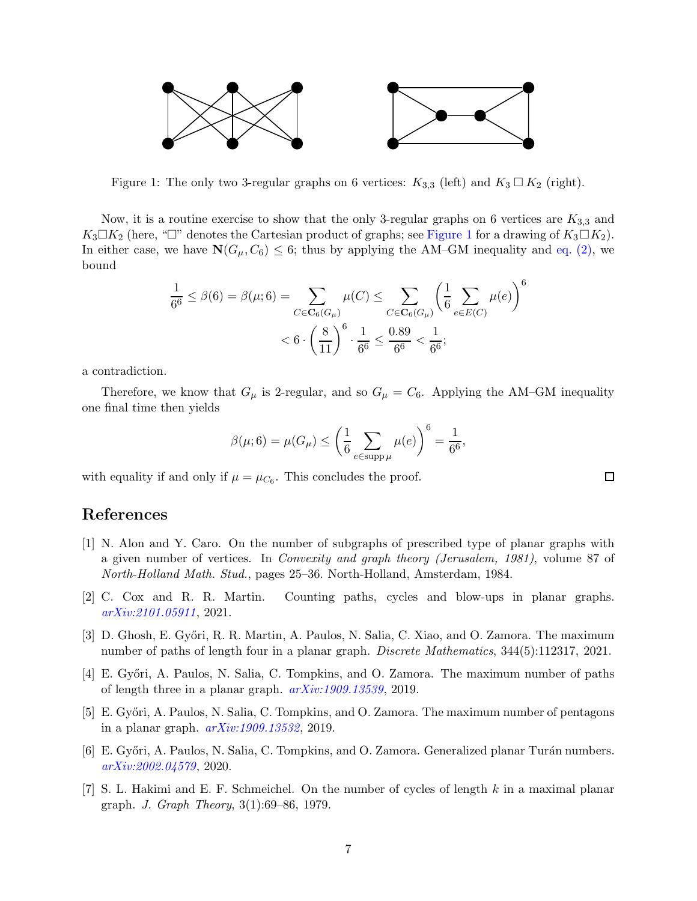Figure 1: The only two 3-regular graphs on 6 vertices: $K_{3,3}$ (left) and $K_3 \,\square\, K_2$ (right).

Now, it is a routine exercise to show that the only 3-regular graphs on 6 vertices are $K_{3,3}$ and $K_3 \square K_2$ (here, "$\square$" denotes the Cartesian product of graphs; see Figure 1 for a drawing of $K_3 \square K_2$). In either case, we have $\mathbf{N}(G_\mu, C_6) \leq 6$; thus by applying the AM–GM inequality and eq. (2), we bound

$$\frac{1}{6^6} \leq \beta(6) = \beta(\mu; 6) = \sum_{C \in \mathbf{C}_6(G_\mu)} \mu(C) \leq \sum_{C \in \mathbf{C}_6(G_\mu)} \left( \frac{1}{6} \sum_{e \in E(C)} \mu(e) \right)^6$$
$$< 6 \cdot \left( \frac{8}{11} \right)^6 \cdot \frac{1}{6^6} \leq \frac{0.89}{6^6} < \frac{1}{6^6};$$

a contradiction.

Therefore, we know that $G_\mu$ is 2-regular, and so $G_\mu = C_6$. Applying the AM–GM inequality one final time then yields

$$\beta(\mu; 6) = \mu(G_\mu) \leq \left( \frac{1}{6} \sum_{e \in \operatorname{supp} \mu} \mu(e) \right)^6 = \frac{1}{6^6},$$

with equality if and only if $\mu = \mu_{C_6}$. This concludes the proof. □

## References

[1] N. Alon and Y. Caro. On the number of subgraphs of prescribed type of planar graphs with a given number of vertices. In *Convexity and graph theory (Jerusalem, 1981)*, volume 87 of *North-Holland Math. Stud.*, pages 25–36. North-Holland, Amsterdam, 1984.

[2] C. Cox and R. R. Martin. Counting paths, cycles and blow-ups in planar graphs. *arXiv:2101.05911*, 2021.

[3] D. Ghosh, E. Győri, R. R. Martin, A. Paulos, N. Salia, C. Xiao, and O. Zamora. The maximum number of paths of length four in a planar graph. *Discrete Mathematics*, 344(5):112317, 2021.

[4] E. Győri, A. Paulos, N. Salia, C. Tompkins, and O. Zamora. The maximum number of paths of length three in a planar graph. *arXiv:1909.13539*, 2019.

[5] E. Győri, A. Paulos, N. Salia, C. Tompkins, and O. Zamora. The maximum number of pentagons in a planar graph. *arXiv:1909.13532*, 2019.

[6] E. Győri, A. Paulos, N. Salia, C. Tompkins, and O. Zamora. Generalized planar Turán numbers. *arXiv:2002.04579*, 2020.

[7] S. L. Hakimi and E. F. Schmeichel. On the number of cycles of length $k$ in a maximal planar graph. *J. Graph Theory*, 3(1):69–86, 1979.